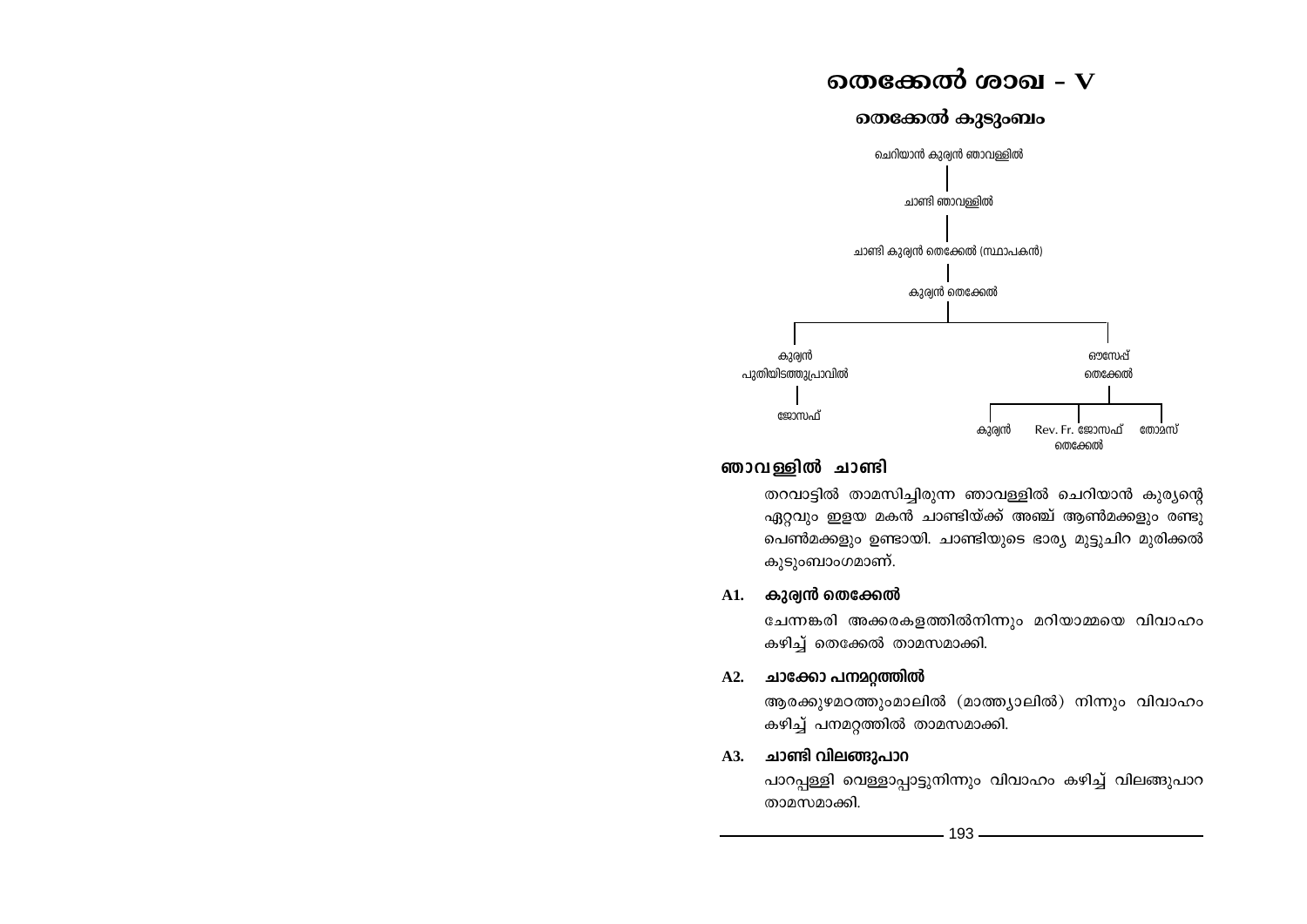# തെക്കേൽ ശാഖ – V

## തെക്കേൽ കുടുംബം

ചെറിയാൻ കുര്യൻ ഞാവള്ളിൽ
|
ചാണ്ടി ഞാവള്ളിൽ
|
ചാണ്ടി കുര്യൻ തെക്കേൽ (സ്ഥാപകൻ)
|
കുര്യൻ തെക്കേൽ
- കുര്യൻ പുതിയിടത്തുപ്രാവിൽ
  - ജോസഫ്
- ഔസേപ്പ് തെക്കേൽ
  - കുര്യൻ
  - Rev. Fr. ജോസഫ് തെക്കേൽ
  - തോമസ്

## ഞാവള്ളിൽ ചാണ്ടി

തറവാട്ടിൽ താമസിച്ചിരുന്ന ഞാവള്ളിൽ ചെറിയാൻ കുര്യന്റെ ഏറ്റവും ഇളയ മകൻ ചാണ്ടിയ്ക്ക് അഞ്ച് ആൺമക്കളും രണ്ടു പെൺമക്കളും ഉണ്ടായി. ചാണ്ടിയുടെ ഭാര്യ മുട്ടുചിറ മുരിക്കൽ കുടുംബാംഗമാണ്.

**A1. കുര്യൻ തെക്കേൽ**

ചേന്നങ്കരി അക്കരകളത്തിൽനിന്നും മറിയാമ്മയെ വിവാഹം കഴിച്ച് തെക്കേൽ താമസമാക്കി.

**A2. ചാക്കോ പനമറ്റത്തിൽ**

ആരക്കുഴമഠത്തുംമാലിൽ (മാത്ത്യാലിൽ) നിന്നും വിവാഹം കഴിച്ച് പനമറ്റത്തിൽ താമസമാക്കി.

**A3. ചാണ്ടി വിലങ്ങുപാറ**

പാറപ്പള്ളി വെള്ളാപ്പാട്ടുനിന്നും വിവാഹം കഴിച്ച് വിലങ്ങുപാറ താമസമാക്കി.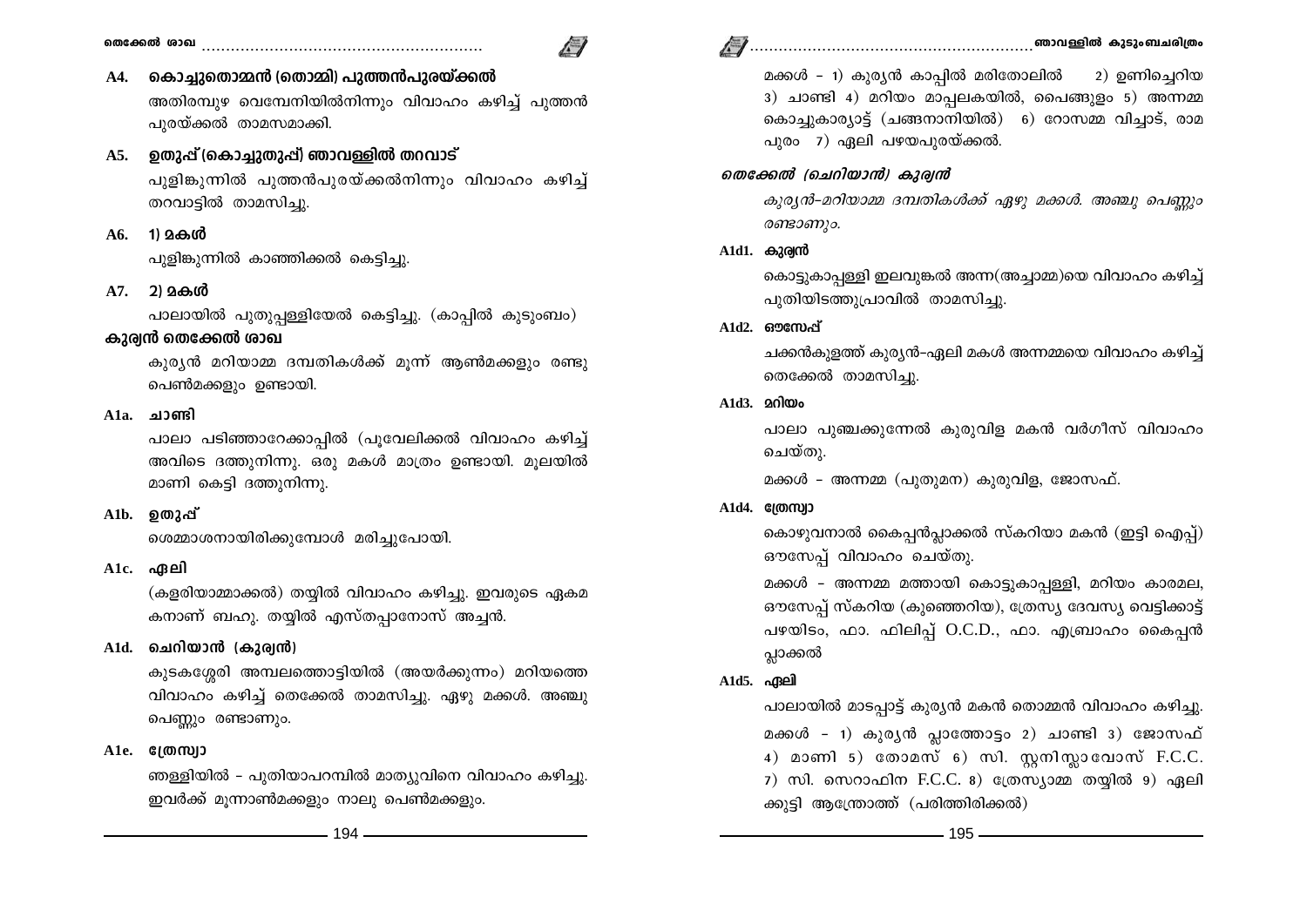**A4. കൊച്ചുതൊമ്മൻ (തൊമ്മി) പുത്തൻപുരയ്ക്കൽ**

അതിരമ്പുഴ വെമ്പേനിയിൽനിന്നും വിവാഹം കഴിച്ച് പുത്തൻ പുരയ്ക്കൽ താമസമാക്കി.

**A5. ഉതുപ്പ് (കൊച്ചുതുപ്പ്) ഞാവള്ളിൽ തറവാട്**

പുളിങ്കുന്നിൽ പുത്തൻപുരയ്ക്കൽനിന്നും വിവാഹം കഴിച്ച് തറവാട്ടിൽ താമസിച്ചു.

**A6. 1) മകൾ**

പുളിങ്കുന്നിൽ കാഞ്ഞിക്കൽ കെട്ടിച്ചു.

**A7. 2) മകൾ**

പാലായിൽ പുതുപ്പള്ളിയേൽ കെട്ടിച്ചു. (കാപ്പിൽ കുടുംബം)

**കുര്യൻ തെക്കേൽ ശാഖ**

കുര്യൻ മറിയാമ്മ ദമ്പതികൾക്ക് മൂന്ന് ആൺമക്കളും രണ്ടു പെൺമക്കളും ഉണ്ടായി.

**A1a. ചാണ്ടി**

പാലാ പടിഞ്ഞാറേക്കാപ്പിൽ (പൂവേലിക്കൽ വിവാഹം കഴിച്ച് അവിടെ ദത്തുനിന്നു. ഒരു മകൾ മാത്രം ഉണ്ടായി. മൂലയിൽ മാണി കെട്ടി ദത്തുനിന്നു.

**A1b. ഉതുപ്പ്**

ശെമ്മാശനായിരിക്കുമ്പോൾ മരിച്ചുപോയി.

**A1c. ഏലി**

(കളരിയാമ്മാക്കൽ) തയ്യിൽ വിവാഹം കഴിച്ചു. ഇവരുടെ ഏകമകനാണ് ബഹു. തയ്യിൽ എസ്തപ്പാനോസ് അച്ചൻ.

**A1d. ചെറിയാൻ (കുര്യൻ)**

കുടകശ്ശേരി അമ്പലത്തൊട്ടിയിൽ (അയർക്കുന്നം) മറിയത്തെ വിവാഹം കഴിച്ച് തെക്കേൽ താമസിച്ചു. ഏഴു മക്കൾ. അഞ്ചു പെണ്ണും രണ്ടാണും.

**A1e. ത്രേസ്യാ**

ഞള്ളിയിൽ - പുതിയാപറമ്പിൽ മാത്യുവിനെ വിവാഹം കഴിച്ചു. ഇവർക്ക് മൂന്നാൺമക്കളും നാലു പെൺമക്കളും.

മക്കൾ - 1) കുര്യൻ കാപ്പിൽ മരിതോലിൽ 2) ഉണ്ണിച്ചെറിയ 3) ചാണ്ടി 4) മറിയം മാപ്പലകയിൽ, പൈങ്ങുളം 5) അന്നമ്മ കൊച്ചുകാര്യാട്ട് (ചങ്ങനാനിയിൽ) 6) റോസമ്മ വിച്ചാട്, രാമപുരം 7) ഏലി പഴയപുരയ്ക്കൽ.

***തെക്കേൽ (ചെറിയാൻ) കുര്യൻ***

*കുര്യൻ-മറിയാമ്മ ദമ്പതികൾക്ക് ഏഴു മക്കൾ. അഞ്ചു പെണ്ണും രണ്ടാണും.*

**A1d1. കുര്യൻ**

കൊട്ടുകാപ്പള്ളി ഇലവുങ്കൽ അന്ന(അച്ചാമ്മ)യെ വിവാഹം കഴിച്ച് പുതിയിടത്തുപ്രാവിൽ താമസിച്ചു.

**A1d2. ഔസേപ്പ്**

ചക്കൻകുളത്ത് കുര്യൻ-ഏലി മകൾ അന്നമ്മയെ വിവാഹം കഴിച്ച് തെക്കേൽ താമസിച്ചു.

**A1d3. മറിയം**

പാലാ പുഞ്ചക്കുന്നേൽ കുരുവിള മകൻ വർഗീസ് വിവാഹം ചെയ്തു.

മക്കൾ - അന്നമ്മ (പുതുമന) കുരുവിള, ജോസഫ്.

**A1d4. ത്രേസ്യാ**

കൊഴുവനാൽ കൈപ്പൻപ്ലാക്കൽ സ്കറിയാ മകൻ (ഇട്ടി ഐപ്പ്) ഔസേപ്പ് വിവാഹം ചെയ്തു.

മക്കൾ - അന്നമ്മ മത്തായി കൊട്ടുകാപ്പള്ളി, മറിയം കാരമല, ഔസേപ്പ് സ്കറിയ (കുഞ്ഞെറിയ), ത്രേസ്യ ദേവസ്യ വെട്ടിക്കാട്ട് പഴയിടം, ഫാ. ഫിലിപ്പ് O.C.D., ഫാ. എബ്രാഹം കൈപ്പൻ പ്ലാക്കൽ

**A1d5. ഏലി**

പാലായിൽ മാടപ്പാട്ട് കുര്യൻ മകൻ തൊമ്മൻ വിവാഹം കഴിച്ചു.

മക്കൾ - 1) കുര്യൻ പ്ലാത്തോട്ടം 2) ചാണ്ടി 3) ജോസഫ് 4) മാണി 5) തോമസ് 6) സി. സ്റ്റനിസ്ലാവോസ് F.C.C. 7) സി. സെറാഫിന F.C.C. 8) ത്രേസ്യാമ്മ തയ്യിൽ 9) ഏലിക്കുട്ടി ആന്ത്രോത്ത് (പരിത്തിരിക്കൽ)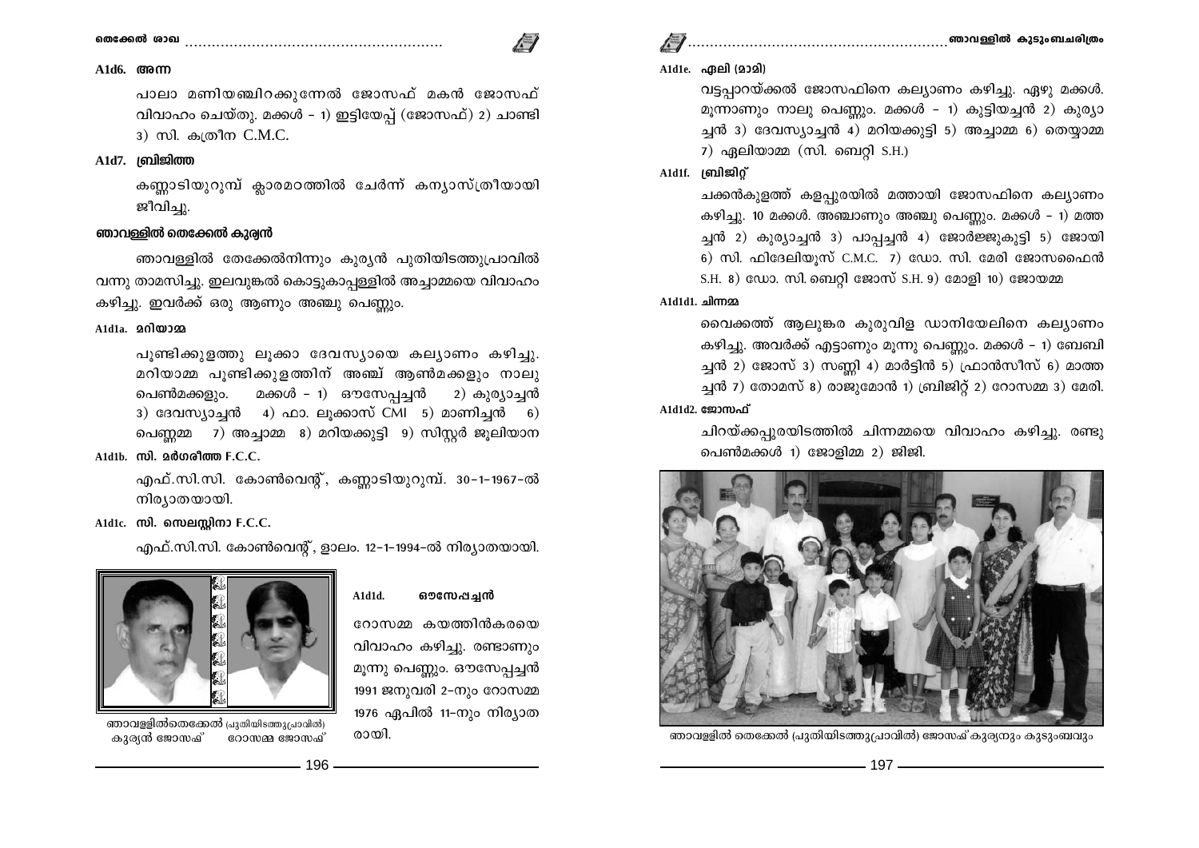### A1d6. അന്ന

പാലാ മണിയഞ്ചിറക്കുന്നേൽ ജോസഫ് മകൻ ജോസഫ് വിവാഹം ചെയ്തു. മക്കൾ – 1) ഇട്ടിയേപ്പ് (ജോസഫ്) 2) ചാണ്ടി 3) സി. കത്രീന C.M.C.

### A1d7. ബ്രിജിത്ത

കണ്ണാടിയുറുമ്പ് ക്ലാരമഠത്തിൽ ചേർന്ന് കന്യാസ്ത്രീയായി ജീവിച്ചു.

## ഞാവള്ളിൽ തെക്കേൽ കുര്യൻ

ഞാവള്ളിൽ തേക്കേൽനിന്നും കുര്യൻ പുതിയിടത്തുപ്രാവിൽ വന്നു താമസിച്ചു. ഇലവുങ്കൽ കൊട്ടുകാപ്പള്ളിൽ അച്ചാമ്മയെ വിവാഹം കഴിച്ചു. ഇവർക്ക് ഒരു ആണും അഞ്ചു പെണ്ണും.

### A1d1a. മറിയാമ്മ

പൂണ്ടിക്കുളത്തു ലൂക്കാ ദേവസ്യായെ കല്യാണം കഴിച്ചു. മറിയാമ്മ പൂണ്ടിക്കുളത്തിന് അഞ്ച് ആൺമക്കളും നാലു പെൺമക്കളും. മക്കൾ – 1) ഔസേപ്പച്ചൻ 2) കുര്യാച്ചൻ 3) ദേവസ്യാച്ചൻ 4) ഫാ. ലൂക്കാസ് CMI 5) മാണിച്ചൻ 6) പെണ്ണമ്മ 7) അച്ചാമ്മ 8) മറിയക്കുട്ടി 9) സിസ്റ്റർ ജൂലിയാന

### A1d1b. സി. മർഗരീത്ത F.C.C.

എഫ്.സി.സി. കോൺവെന്റ്, കണ്ണാടിയുറുമ്പ്. 30–1–1967–ൽ നിര്യാതയായി.

### A1d1c. സി. സെലസ്റ്റിനാ F.C.C.

എഫ്.സി.സി. കോൺവെന്റ്, ഓലം. 12–1–1994–ൽ നിര്യാതയായി.

ഞാവള്ളിൽതെക്കേൽ (പുതിയിടത്തുപ്രാവിൽ) കുര്യൻ ജോസഫ് റോസമ്മ ജോസഫ്

### A1d1d. ഔസേപ്പച്ചൻ

റോസമ്മ കയത്തിൻകരയെ വിവാഹം കഴിച്ചു. രണ്ടാണും മൂന്നു പെണ്ണും. ഔസേപ്പച്ചൻ 1991 ജനുവരി 2–നും റോസമ്മ 1976 ഏപ്രിൽ 11–നും നിര്യാതരായി.

### A1d1e. ഏലി (മാമി)

വട്ടപ്പാറയ്ക്കൽ ജോസഫിനെ കല്യാണം കഴിച്ചു. ഏഴു മക്കൾ. മൂന്നാണും നാലു പെണ്ണും. മക്കൾ – 1) കുട്ടിയച്ചൻ 2) കുര്യാച്ചൻ 3) ദേവസ്യാച്ചൻ 4) മറിയക്കുട്ടി 5) അച്ചാമ്മ 6) തെയ്യാമ്മ 7) ഏലിയാമ്മ (സി. ബെറ്റി S.H.)

### A1d1f. ബ്രിജിറ്റ്

ചക്കൻകുളത്ത് കളപ്പുരയിൽ മത്തായി ജോസഫിനെ കല്യാണം കഴിച്ചു. 10 മക്കൾ. അഞ്ചാണും അഞ്ചു പെണ്ണും. മക്കൾ – 1) മത്തച്ചൻ 2) കുര്യാച്ചൻ 3) പാപ്പച്ചൻ 4) ജോർജ്ജുകുട്ടി 5) ജോയി 6) സി. ഫിദേലിയൂസ് C.M.C. 7) ഡോ. സി. മേരി ജോസഫൈൻ S.H. 8) ഡോ. സി. ബെറ്റി ജോസ് S.H. 9) മോളി 10) ജോയമ്മ

### A1d1d1. ചിന്നമ്മ

വൈക്കത്ത് ആലുങ്കര കുരുവിള ഡാനിയേലിനെ കല്യാണം കഴിച്ചു. അവർക്ക് എട്ടാണും മൂന്നു പെണ്ണും. മക്കൾ – 1) ബേബിച്ചൻ 2) ജോസ് 3) സണ്ണി 4) മാർട്ടിൻ 5) ഫ്രാൻസീസ് 6) മാത്തച്ചൻ 7) തോമസ് 8) രാജുമോൻ 1) ബ്രിജിറ്റ് 2) റോസമ്മ 3) മേരി.

### A1d1d2. ജോസഫ്

ചിറയ്ക്കപ്പുരയിടത്തിൽ ചിന്നമ്മയെ വിവാഹം കഴിച്ചു. രണ്ടു പെൺമക്കൾ 1) ജോളിമ്മ 2) ജിജി.

ഞാവള്ളിൽ തെക്കേൽ (പുതിയിടത്തുപ്രാവിൽ) ജോസഫ് കുര്യനും കുടുംബവും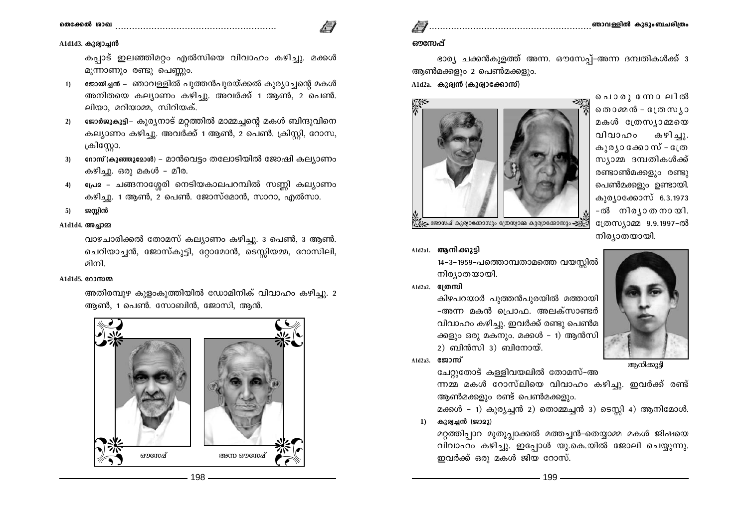### A1d1d3. കുര്യാച്ചൻ

കപ്പാട് ഇലഞ്ഞിമറ്റം എൽസിയെ വിവാഹം കഴിച്ചു. മക്കൾ മൂന്നാണും രണ്ടു പെണ്ണും.

1) **ജോയിച്ചൻ** – ഞാവള്ളിൽ പുത്തൻപുരയ്ക്കൽ കുര്യാച്ചന്റെ മകൾ അനിതയെ കല്യാണം കഴിച്ചു. അവർക്ക് 1 ആൺ, 2 പെൺ. ലിയാ, മറിയാമ്മ, സിറിയക്.
2) **ജോർജുകുട്ടി**– കുര്യനാട് മറ്റത്തിൽ മാമ്മച്ചന്റെ മകൾ ബിന്ദുവിനെ കല്യാണം കഴിച്ചു. അവർക്ക് 1 ആൺ, 2 പെൺ. ക്രിസ്റ്റി, റോസ, ക്രിസ്റ്റോ.
3) **റോസ് (കുഞ്ഞുമോൾ)** – മാൻവെട്ടം തലോടിയിൽ ജോഷി കല്യാണം കഴിച്ചു. ഒരു മകൾ – മീര.
4) **പ്രേമ** – ചങ്ങനാശ്ശേരി നെടിയകാലപറമ്പിൽ സണ്ണി കല്യാണം കഴിച്ചു. 1 ആൺ, 2 പെൺ. ജോസ്മോൻ, സാറാ, എൽസാ.
5) **ജസ്റ്റിൻ**

### A1d1d4. അച്ചാമ്മ

വാഴചാരിക്കൽ തോമസ് കല്യാണം കഴിച്ചു. 3 പെൺ, 3 ആൺ. ചെറിയാച്ചൻ, ജോസ്കുട്ടി, റ്റോമോൻ, ടെസ്സിയമ്മ, റോസിലി, മിനി.

### A1d1d5. റോസമ്മ

അതിരമ്പുഴ കുളംകുത്തിയിൽ ഡോമിനിക് വിവാഹം കഴിച്ചു. 2 ആൺ, 1 പെൺ. സോബിൻ, ജോസി, ആൻ.

ഔസേപ്പ്   അന്ന ഔസേപ്പ്

### ഔസേപ്പ്

ഭാര്യ ചക്കൻകുളത്ത് അന്ന. ഔസേപ്പ്-അന്ന ദമ്പതികൾക്ക് 3 ആൺമക്കളും 2 പെൺമക്കളും.

### A1d2a. കുര്യൻ (കുര്യാക്കോസ്)

പൊരുന്നോലിൽ തൊമ്മൻ – ത്രേസ്യാ മകൾ ത്രേസ്യാമ്മയെ വിവാഹം കഴിച്ചു. കുര്യാക്കോസ് – ത്രേസ്യാമ്മ ദമ്പതികൾക്ക് രണ്ടാൺമക്കളും രണ്ടു പെൺമക്കളും ഉണ്ടായി. കുര്യാക്കോസ് 6.3.1973 –ൽ നിര്യാതനായി. ത്രേസ്യാമ്മ 9.9.1997–ൽ നിര്യാതയായി.

ജോസഫ് കുര്യാക്കോസും ത്രേസ്യാമ്മ കുര്യാക്കോസും

#### A1d2a1. ആനിക്കുട്ടി

14–3–1959–പത്തൊമ്പതാമത്തെ വയസ്സിൽ നിര്യാതയായി.

ആനിക്കുട്ടി

#### A1d2a2. ത്രേസി

കിഴപറയാർ പുത്തൻപുരയിൽ മത്തായി –അന്ന മകൻ പ്രൊഫ. അലക്സാണ്ടർ വിവാഹം കഴിച്ചു. ഇവർക്ക് രണ്ടു പെൺമക്കളും ഒരു മകനും. മക്കൾ – 1) ആൻസി 2) ബിൻസി 3) ബിനോയ്.

#### A1d2a3. ജോസ്

ചേറ്റുതോട് കള്ളിവയലിൽ തോമസ്–അന്നമ്മ മകൾ റോസ്‌ലിയെ വിവാഹം കഴിച്ചു. ഇവർക്ക് രണ്ട് ആൺമക്കളും രണ്ട് പെൺമക്കളും.

മക്കൾ – 1) കുര്യച്ചൻ 2) തൊമ്മച്ചൻ 3) ടെസ്സി 4) ആനിമോൾ.

1) **കുര്യച്ചൻ (ജാമു)**

മറ്റത്തിപ്പാറ മുതുപ്ലാക്കൽ മത്തച്ചൻ–തെയ്യാമ്മ മകൾ ജിഷയെ വിവാഹം കഴിച്ചു. ഇപ്പോൾ യു.കെ.യിൽ ജോലി ചെയ്യുന്നു. ഇവർക്ക് ഒരു മകൾ ജിയ റോസ്.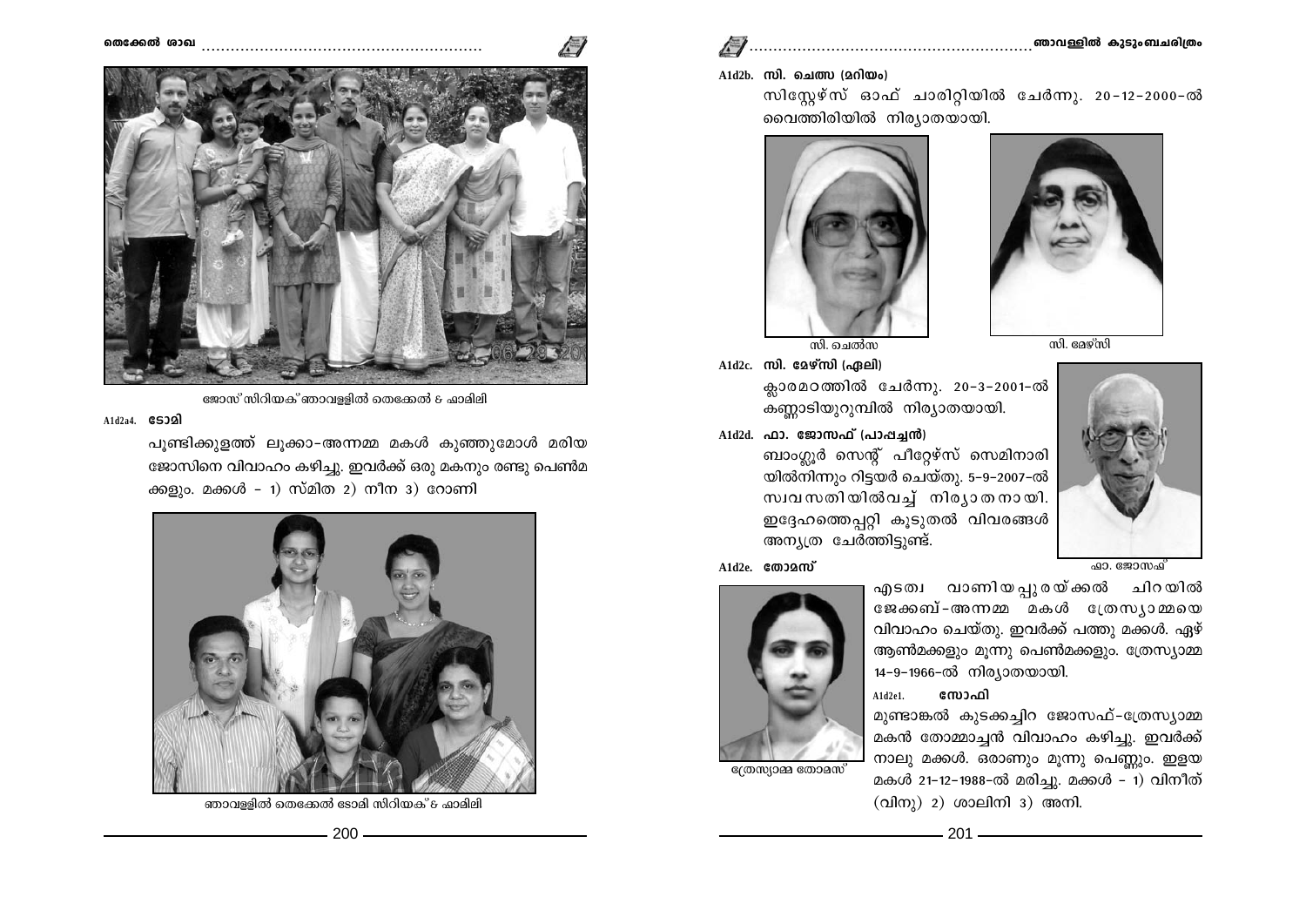ജോസ് സിറിയക് ഞാവള്ളിൽ തെക്കേൽ & ഫാമിലി

A1d2a4. **ടോമി**

പൂണ്ടിക്കുളത്ത് ലൂക്കാ-അന്നമ്മ മകൾ കുഞ്ഞുമോൾ മരിയ ജോസിനെ വിവാഹം കഴിച്ചു. ഇവർക്ക് ഒരു മകനും രണ്ടു പെൺമക്കളും. മക്കൾ – 1) സ്മിത 2) നീന 3) റോണി

ഞാവള്ളിൽ തെക്കേൽ ടോമി സിറിയക് & ഫാമിലി

A1d2b. **സി. ചെത്സ (മറിയം)**

സിസ്റ്റേഴ്സ് ഓഫ് ചാരിറ്റിയിൽ ചേർന്നു. 20-12-2000-ൽ വൈത്തിരിയിൽ നിര്യാതയായി.

സി. ചെൽസ

സി. മേഴ്സി

A1d2c. **സി. മേഴ്സി (ഏലി)**

ക്ലാരമഠത്തിൽ ചേർന്നു. 20-3-2001-ൽ കണ്ണാടിയുറുമ്പിൽ നിര്യാതയായി.

A1d2d. **ഫാ. ജോസഫ് (പാപ്പച്ചൻ)**

ബാംഗ്ലൂർ സെന്റ് പീറ്റേഴ്സ് സെമിനാരിയിൽനിന്നും റിട്ടയർ ചെയ്തു. 5-9-2007-ൽ സ്വവസതിയിൽവച്ച് നിര്യാതനായി. ഇദ്ദേഹത്തെപ്പറ്റി കൂടുതൽ വിവരങ്ങൾ അന്യത്ര ചേർത്തിട്ടുണ്ട്.

ഫാ. ജോസഫ്

A1d2e. **തോമസ്**

എടത്വ വാണിയപ്പുരയ്ക്കൽ ചിറയിൽ ജേക്കബ്-അന്നമ്മ മകൾ ത്രേസ്യാമ്മയെ വിവാഹം ചെയ്തു. ഇവർക്ക് പത്തു മക്കൾ. ഏഴ് ആൺമക്കളും മൂന്നു പെൺമക്കളും. ത്രേസ്യാമ്മ 14-9-1966-ൽ നിര്യാതയായി.

ത്രേസ്യാമ്മ തോമസ്

A1d2e1. **സോഫി**

മുണ്ടാങ്കൽ കുടക്കച്ചിറ ജോസഫ്-ത്രേസ്യാമ്മ മകൻ തോമ്മാച്ചൻ വിവാഹം കഴിച്ചു. ഇവർക്ക് നാലു മക്കൾ. ഒരാണും മൂന്നു പെണ്ണും. ഇളയ മകൾ 21-12-1988-ൽ മരിച്ചു. മക്കൾ – 1) വിനീത് (വിനു) 2) ശാലിനി 3) അനി.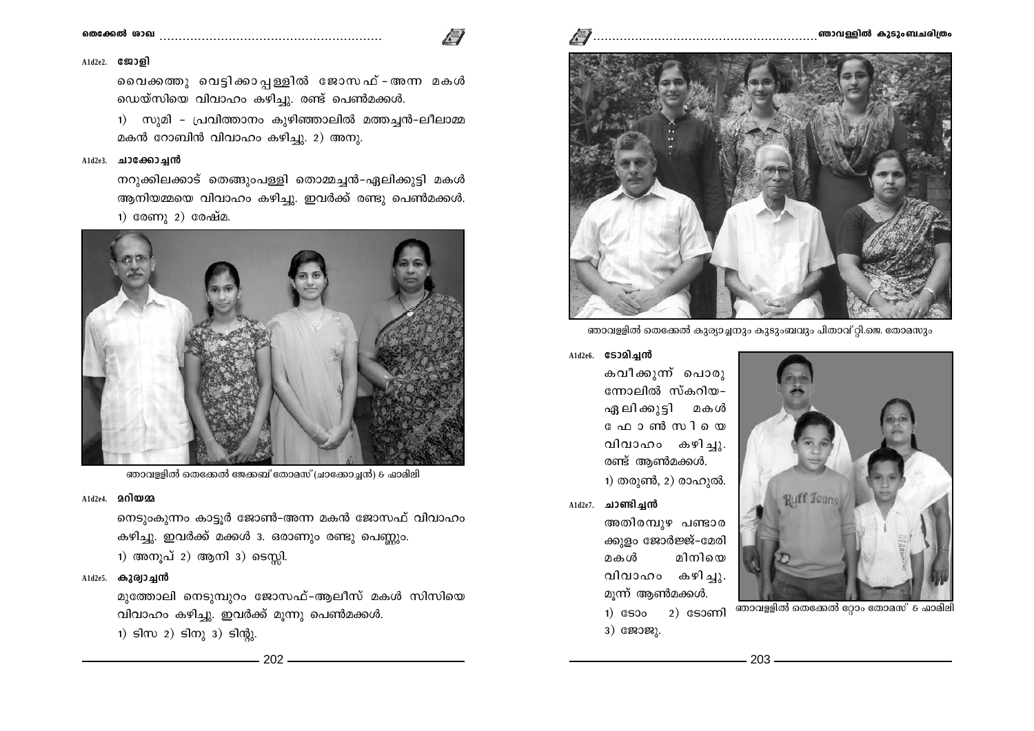A1d2e2. **ജോളി**

വൈക്കത്തു വെട്ടിക്കാപ്പള്ളിൽ ജോസഫ്-അന്ന മകൾ ഡെയ്സിയെ വിവാഹം കഴിച്ചു. രണ്ട് പെൺമക്കൾ.

1) സുമി - പ്രവിത്താനം കുഴിഞ്ഞാലിൽ മത്തച്ചൻ-ലീലാമ്മ മകൻ റോബിൻ വിവാഹം കഴിച്ചു. 2) അനു.

A1d2e3. **ചാക്കോച്ചൻ**

നറുക്കിലക്കാട് തെങ്ങുംപള്ളി തൊമ്മച്ചൻ-ഏലിക്കുട്ടി മകൾ ആനിയമ്മയെ വിവാഹം കഴിച്ചു. ഇവർക്ക് രണ്ടു പെൺമക്കൾ. 1) രേണു 2) രേഷ്മ.

ഞാവള്ളിൽ തെക്കേൽ ജേക്കബ് തോമസ് (ചാക്കോച്ചൻ) & ഫാമിലി

A1d2e4. **മറിയമ്മ**

നെടുംകുന്നം കാട്ടൂർ ജോൺ-അന്ന മകൻ ജോസഫ് വിവാഹം കഴിച്ചു. ഇവർക്ക് മക്കൾ 3. ഒരാണും രണ്ടു പെണ്ണും.

1) അനൂപ് 2) ആനി 3) ടെസ്സി.

A1d2e5. **കുര്യാച്ചൻ**

മുത്തോലി നെടുമ്പുറം ജോസഫ്-ആലീസ് മകൾ സിസിയെ വിവാഹം കഴിച്ചു. ഇവർക്ക് മൂന്നു പെൺമക്കൾ.

1) ടിസ 2) ടിനു 3) ടിന്റു.

ഞാവള്ളിൽ തെക്കേൽ കുര്യാച്ചനും കുടുംബവും പിതാവ് റ്റി.ജെ. തോമസും

A1d2e6. **ടോമിച്ചൻ**

കവീക്കുന്ന് പൊരുന്നോലിൽ സ്കറിയ-ഏലിക്കുട്ടി മകൾ ഫോൺസിയെ വിവാഹം കഴിച്ചു. രണ്ട് ആൺമക്കൾ.

1) തരുൺ, 2) രാഹുൽ.

ഞാവള്ളിൽ തെക്കേൽ റ്റോം തോമസ് & ഫാമിലി

A1d2e7. **ചാണ്ടിച്ചൻ**

അതിരമ്പുഴ പണ്ടാരക്കുളം ജോർജ്ജ്-മേരി മകൾ മിനിയെ വിവാഹം കഴിച്ചു. മൂന്ന് ആൺമക്കൾ.

1) ടോം 2) ടോണി 3) ജോജു.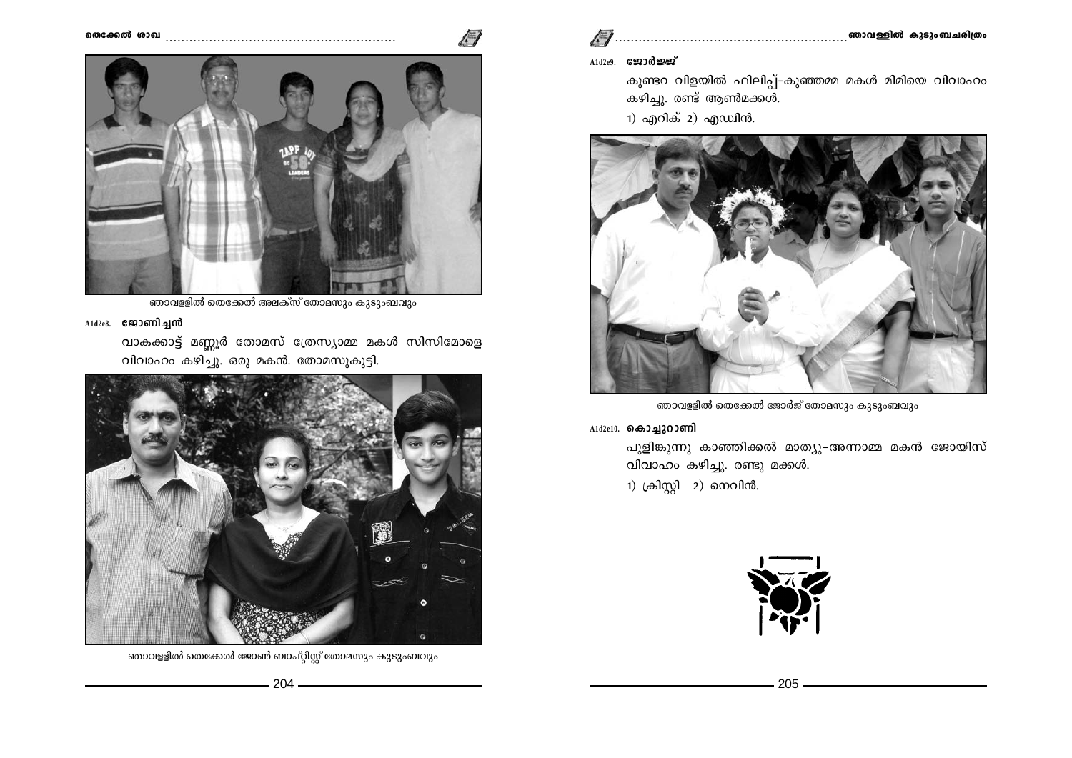ഞാവള്ളിൽ തെക്കേൽ അലക്സ് തോമസും കുടുംബവും

A1d2e8. **ജോണിച്ചൻ**

വാകക്കാട്ട് മണ്ണൂർ തോമസ് ത്രേസ്യാമ്മ മകൾ സിസിമോളെ വിവാഹം കഴിച്ചു. ഒരു മകൻ. തോമസുകുട്ടി.

ഞാവള്ളിൽ തെക്കേൽ ജോൺ ബാപ്റ്റിസ്റ്റ് തോമസും കുടുംബവും

A1d2e9. **ജോർജ്ജ്**

കുണ്ടറ വിളയിൽ ഫിലിപ്പ്-കുഞ്ഞമ്മ മകൾ മിമിയെ വിവാഹം കഴിച്ചു. രണ്ട് ആൺമക്കൾ.

1) എറിക് 2) എഡ്വിൻ.

ഞാവള്ളിൽ തെക്കേൽ ജോർജ് തോമസും കുടുംബവും

A1d2e10. **കൊച്ചുറാണി**

പുളിങ്കുന്നു കാഞ്ഞിക്കൽ മാത്യു-അന്നാമ്മ മകൻ ജോയിസ് വിവാഹം കഴിച്ചു. രണ്ടു മക്കൾ.

1) ക്രിസ്റ്റി 2) നെവിൻ.